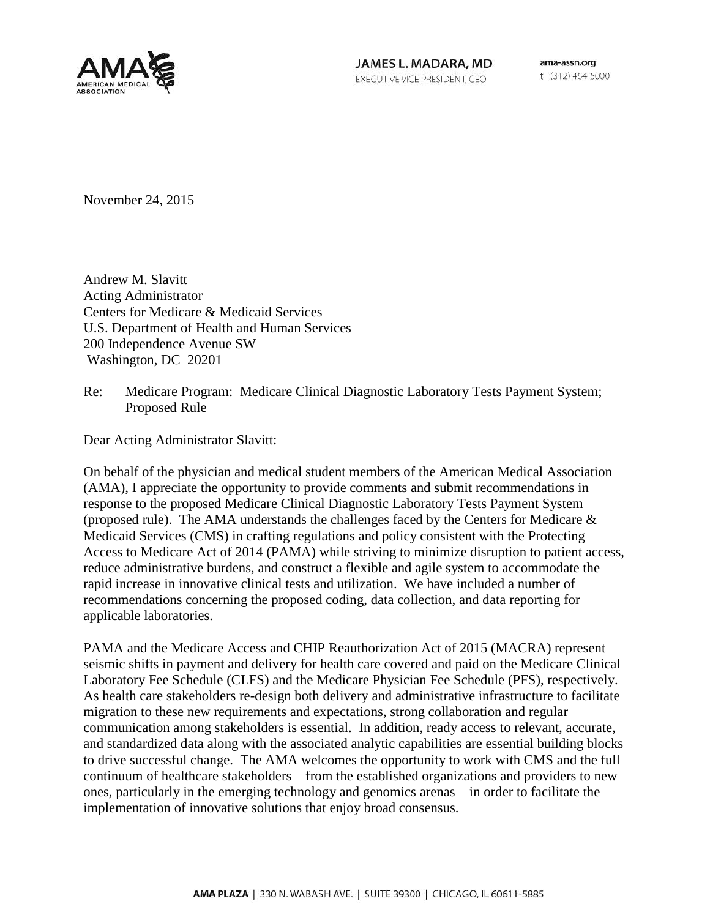JAMES L. MADARA, MD
EXECUTIVE VICE PRESIDENT, CEO

ama-assn.org
t (312) 464-5000

November 24, 2015

Andrew M. Slavitt
Acting Administrator
Centers for Medicare & Medicaid Services
U.S. Department of Health and Human Services
200 Independence Avenue SW
Washington, DC 20201

Re: Medicare Program: Medicare Clinical Diagnostic Laboratory Tests Payment System; Proposed Rule

Dear Acting Administrator Slavitt:

On behalf of the physician and medical student members of the American Medical Association (AMA), I appreciate the opportunity to provide comments and submit recommendations in response to the proposed Medicare Clinical Diagnostic Laboratory Tests Payment System (proposed rule). The AMA understands the challenges faced by the Centers for Medicare & Medicaid Services (CMS) in crafting regulations and policy consistent with the Protecting Access to Medicare Act of 2014 (PAMA) while striving to minimize disruption to patient access, reduce administrative burdens, and construct a flexible and agile system to accommodate the rapid increase in innovative clinical tests and utilization. We have included a number of recommendations concerning the proposed coding, data collection, and data reporting for applicable laboratories.

PAMA and the Medicare Access and CHIP Reauthorization Act of 2015 (MACRA) represent seismic shifts in payment and delivery for health care covered and paid on the Medicare Clinical Laboratory Fee Schedule (CLFS) and the Medicare Physician Fee Schedule (PFS), respectively. As health care stakeholders re-design both delivery and administrative infrastructure to facilitate migration to these new requirements and expectations, strong collaboration and regular communication among stakeholders is essential. In addition, ready access to relevant, accurate, and standardized data along with the associated analytic capabilities are essential building blocks to drive successful change. The AMA welcomes the opportunity to work with CMS and the full continuum of healthcare stakeholders—from the established organizations and providers to new ones, particularly in the emerging technology and genomics arenas—in order to facilitate the implementation of innovative solutions that enjoy broad consensus.

AMA PLAZA | 330 N. WABASH AVE. | SUITE 39300 | CHICAGO, IL 60611-5885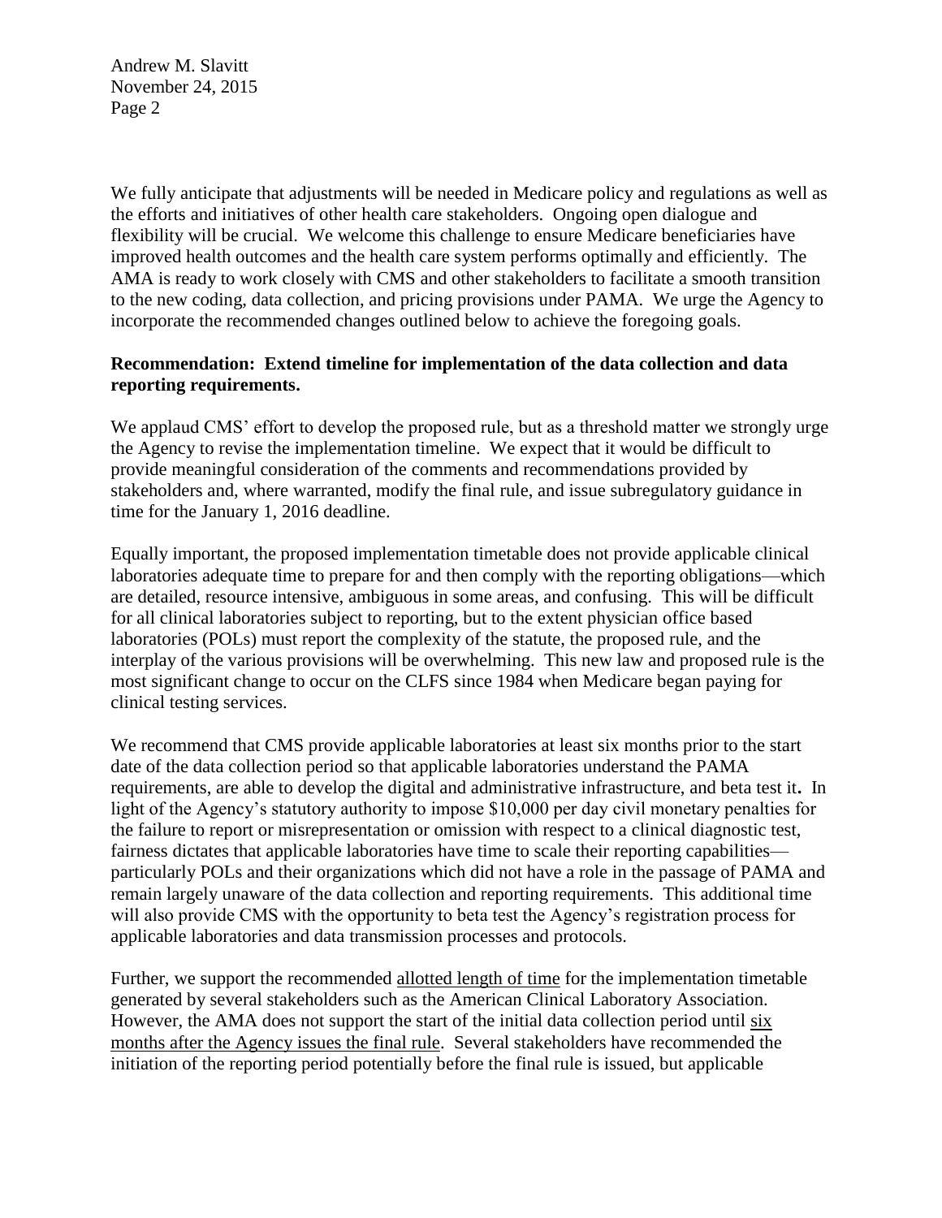We fully anticipate that adjustments will be needed in Medicare policy and regulations as well as the efforts and initiatives of other health care stakeholders. Ongoing open dialogue and flexibility will be crucial. We welcome this challenge to ensure Medicare beneficiaries have improved health outcomes and the health care system performs optimally and efficiently. The AMA is ready to work closely with CMS and other stakeholders to facilitate a smooth transition to the new coding, data collection, and pricing provisions under PAMA. We urge the Agency to incorporate the recommended changes outlined below to achieve the foregoing goals.

**Recommendation: Extend timeline for implementation of the data collection and data reporting requirements.**

We applaud CMS' effort to develop the proposed rule, but as a threshold matter we strongly urge the Agency to revise the implementation timeline. We expect that it would be difficult to provide meaningful consideration of the comments and recommendations provided by stakeholders and, where warranted, modify the final rule, and issue subregulatory guidance in time for the January 1, 2016 deadline.

Equally important, the proposed implementation timetable does not provide applicable clinical laboratories adequate time to prepare for and then comply with the reporting obligations—which are detailed, resource intensive, ambiguous in some areas, and confusing. This will be difficult for all clinical laboratories subject to reporting, but to the extent physician office based laboratories (POLs) must report the complexity of the statute, the proposed rule, and the interplay of the various provisions will be overwhelming. This new law and proposed rule is the most significant change to occur on the CLFS since 1984 when Medicare began paying for clinical testing services.

We recommend that CMS provide applicable laboratories at least six months prior to the start date of the data collection period so that applicable laboratories understand the PAMA requirements, are able to develop the digital and administrative infrastructure, and beta test it**.** In light of the Agency's statutory authority to impose $10,000 per day civil monetary penalties for the failure to report or misrepresentation or omission with respect to a clinical diagnostic test, fairness dictates that applicable laboratories have time to scale their reporting capabilities—particularly POLs and their organizations which did not have a role in the passage of PAMA and remain largely unaware of the data collection and reporting requirements. This additional time will also provide CMS with the opportunity to beta test the Agency's registration process for applicable laboratories and data transmission processes and protocols.

Further, we support the recommended <u>allotted length of time</u> for the implementation timetable generated by several stakeholders such as the American Clinical Laboratory Association. However, the AMA does not support the start of the initial data collection period until <u>six months after the Agency issues the final rule</u>. Several stakeholders have recommended the initiation of the reporting period potentially before the final rule is issued, but applicable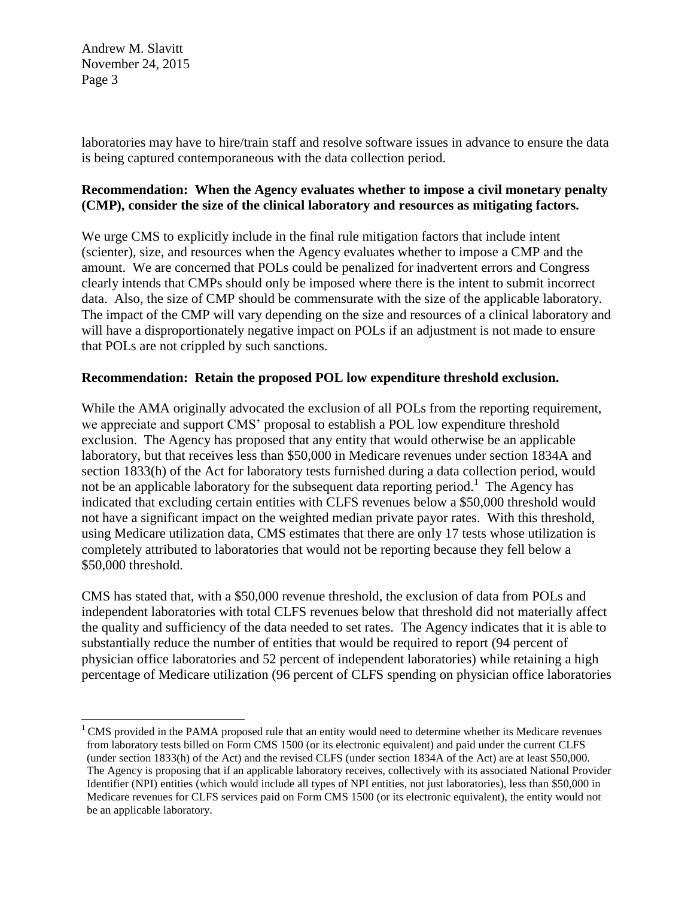laboratories may have to hire/train staff and resolve software issues in advance to ensure the data is being captured contemporaneous with the data collection period.

**Recommendation: When the Agency evaluates whether to impose a civil monetary penalty (CMP), consider the size of the clinical laboratory and resources as mitigating factors.**

We urge CMS to explicitly include in the final rule mitigation factors that include intent (scienter), size, and resources when the Agency evaluates whether to impose a CMP and the amount. We are concerned that POLs could be penalized for inadvertent errors and Congress clearly intends that CMPs should only be imposed where there is the intent to submit incorrect data. Also, the size of CMP should be commensurate with the size of the applicable laboratory. The impact of the CMP will vary depending on the size and resources of a clinical laboratory and will have a disproportionately negative impact on POLs if an adjustment is not made to ensure that POLs are not crippled by such sanctions.

**Recommendation: Retain the proposed POL low expenditure threshold exclusion.**

While the AMA originally advocated the exclusion of all POLs from the reporting requirement, we appreciate and support CMS' proposal to establish a POL low expenditure threshold exclusion. The Agency has proposed that any entity that would otherwise be an applicable laboratory, but that receives less than $50,000 in Medicare revenues under section 1834A and section 1833(h) of the Act for laboratory tests furnished during a data collection period, would not be an applicable laboratory for the subsequent data reporting period.[1] The Agency has indicated that excluding certain entities with CLFS revenues below a $50,000 threshold would not have a significant impact on the weighted median private payor rates. With this threshold, using Medicare utilization data, CMS estimates that there are only 17 tests whose utilization is completely attributed to laboratories that would not be reporting because they fell below a $50,000 threshold.

CMS has stated that, with a $50,000 revenue threshold, the exclusion of data from POLs and independent laboratories with total CLFS revenues below that threshold did not materially affect the quality and sufficiency of the data needed to set rates. The Agency indicates that it is able to substantially reduce the number of entities that would be required to report (94 percent of physician office laboratories and 52 percent of independent laboratories) while retaining a high percentage of Medicare utilization (96 percent of CLFS spending on physician office laboratories

[1] CMS provided in the PAMA proposed rule that an entity would need to determine whether its Medicare revenues from laboratory tests billed on Form CMS 1500 (or its electronic equivalent) and paid under the current CLFS (under section 1833(h) of the Act) and the revised CLFS (under section 1834A of the Act) are at least $50,000. The Agency is proposing that if an applicable laboratory receives, collectively with its associated National Provider Identifier (NPI) entities (which would include all types of NPI entities, not just laboratories), less than $50,000 in Medicare revenues for CLFS services paid on Form CMS 1500 (or its electronic equivalent), the entity would not be an applicable laboratory.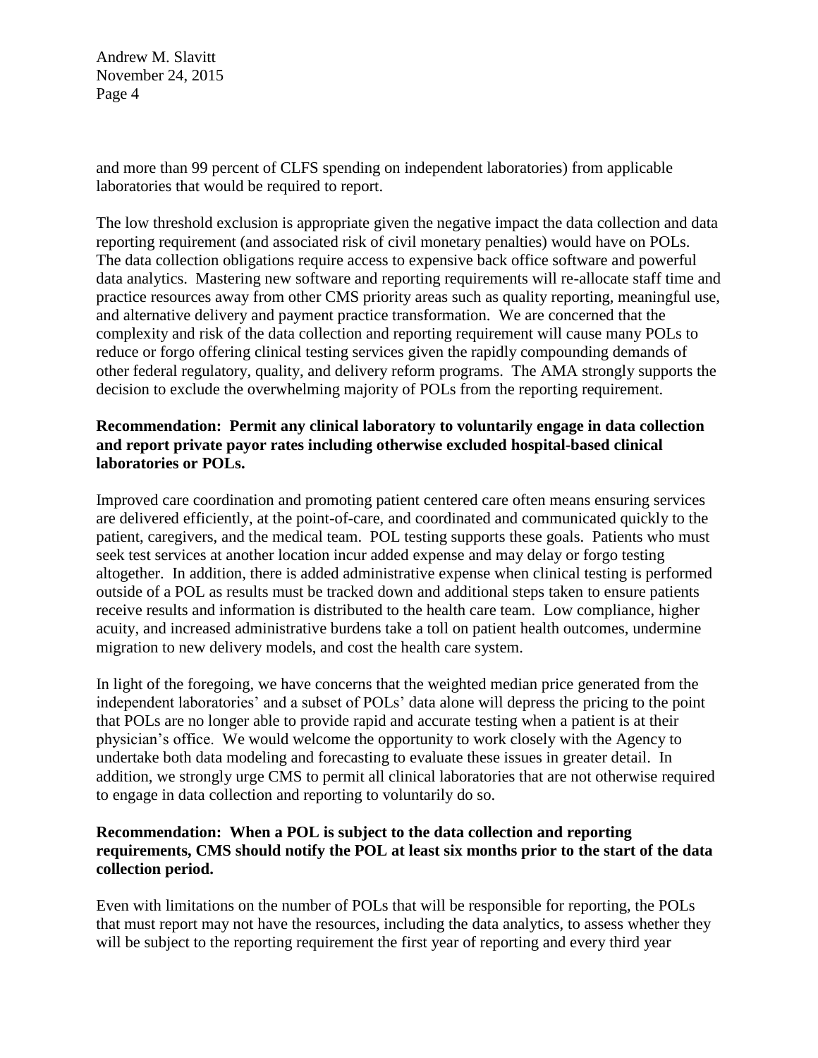and more than 99 percent of CLFS spending on independent laboratories) from applicable laboratories that would be required to report.

The low threshold exclusion is appropriate given the negative impact the data collection and data reporting requirement (and associated risk of civil monetary penalties) would have on POLs. The data collection obligations require access to expensive back office software and powerful data analytics. Mastering new software and reporting requirements will re-allocate staff time and practice resources away from other CMS priority areas such as quality reporting, meaningful use, and alternative delivery and payment practice transformation. We are concerned that the complexity and risk of the data collection and reporting requirement will cause many POLs to reduce or forgo offering clinical testing services given the rapidly compounding demands of other federal regulatory, quality, and delivery reform programs. The AMA strongly supports the decision to exclude the overwhelming majority of POLs from the reporting requirement.

**Recommendation: Permit any clinical laboratory to voluntarily engage in data collection and report private payor rates including otherwise excluded hospital-based clinical laboratories or POLs.**

Improved care coordination and promoting patient centered care often means ensuring services are delivered efficiently, at the point-of-care, and coordinated and communicated quickly to the patient, caregivers, and the medical team. POL testing supports these goals. Patients who must seek test services at another location incur added expense and may delay or forgo testing altogether. In addition, there is added administrative expense when clinical testing is performed outside of a POL as results must be tracked down and additional steps taken to ensure patients receive results and information is distributed to the health care team. Low compliance, higher acuity, and increased administrative burdens take a toll on patient health outcomes, undermine migration to new delivery models, and cost the health care system.

In light of the foregoing, we have concerns that the weighted median price generated from the independent laboratories' and a subset of POLs' data alone will depress the pricing to the point that POLs are no longer able to provide rapid and accurate testing when a patient is at their physician's office. We would welcome the opportunity to work closely with the Agency to undertake both data modeling and forecasting to evaluate these issues in greater detail. In addition, we strongly urge CMS to permit all clinical laboratories that are not otherwise required to engage in data collection and reporting to voluntarily do so.

**Recommendation: When a POL is subject to the data collection and reporting requirements, CMS should notify the POL at least six months prior to the start of the data collection period.**

Even with limitations on the number of POLs that will be responsible for reporting, the POLs that must report may not have the resources, including the data analytics, to assess whether they will be subject to the reporting requirement the first year of reporting and every third year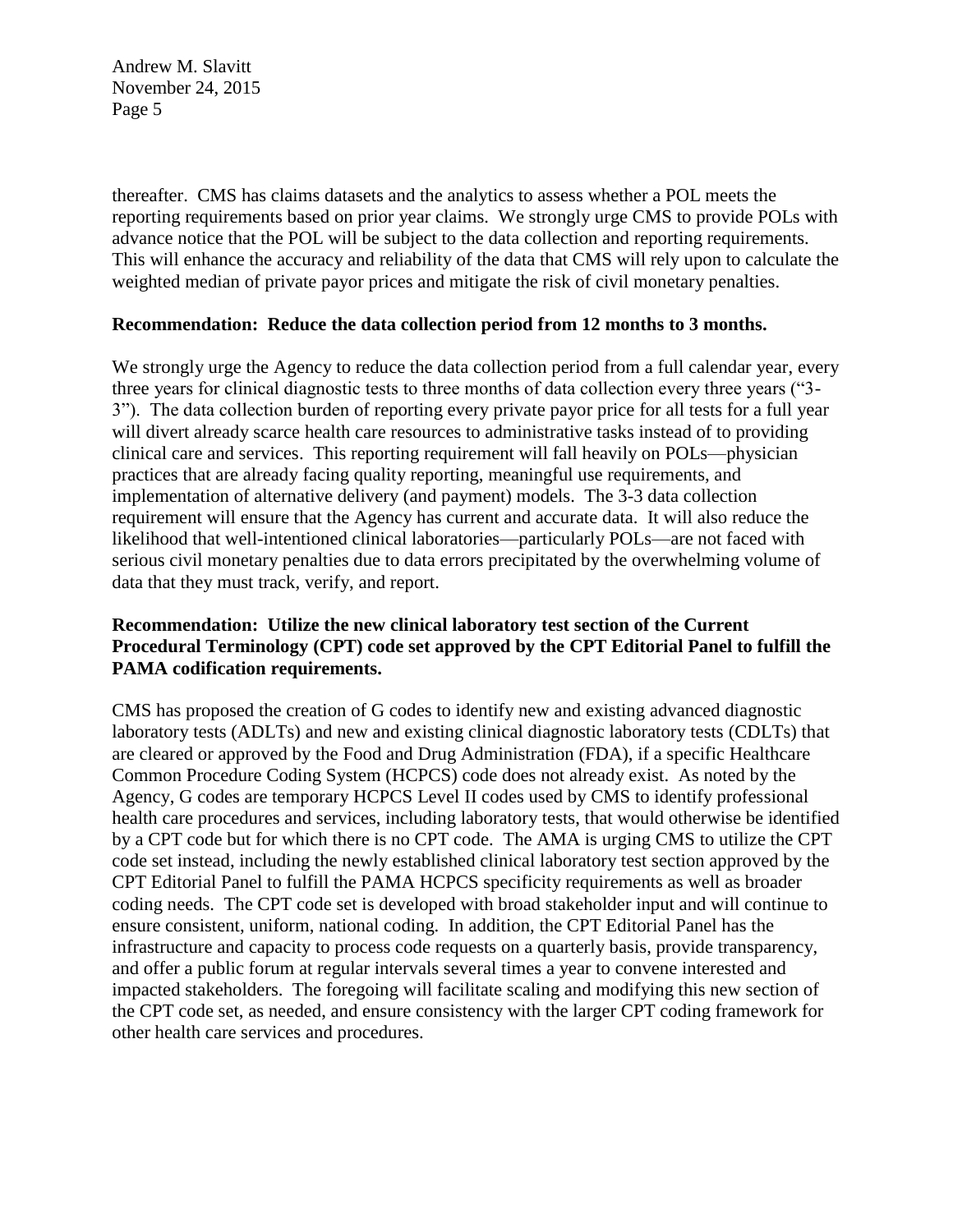thereafter. CMS has claims datasets and the analytics to assess whether a POL meets the reporting requirements based on prior year claims. We strongly urge CMS to provide POLs with advance notice that the POL will be subject to the data collection and reporting requirements. This will enhance the accuracy and reliability of the data that CMS will rely upon to calculate the weighted median of private payor prices and mitigate the risk of civil monetary penalties.

**Recommendation: Reduce the data collection period from 12 months to 3 months.**

We strongly urge the Agency to reduce the data collection period from a full calendar year, every three years for clinical diagnostic tests to three months of data collection every three years ("3-3"). The data collection burden of reporting every private payor price for all tests for a full year will divert already scarce health care resources to administrative tasks instead of to providing clinical care and services. This reporting requirement will fall heavily on POLs—physician practices that are already facing quality reporting, meaningful use requirements, and implementation of alternative delivery (and payment) models. The 3-3 data collection requirement will ensure that the Agency has current and accurate data. It will also reduce the likelihood that well-intentioned clinical laboratories—particularly POLs—are not faced with serious civil monetary penalties due to data errors precipitated by the overwhelming volume of data that they must track, verify, and report.

**Recommendation: Utilize the new clinical laboratory test section of the Current Procedural Terminology (CPT) code set approved by the CPT Editorial Panel to fulfill the PAMA codification requirements.**

CMS has proposed the creation of G codes to identify new and existing advanced diagnostic laboratory tests (ADLTs) and new and existing clinical diagnostic laboratory tests (CDLTs) that are cleared or approved by the Food and Drug Administration (FDA), if a specific Healthcare Common Procedure Coding System (HCPCS) code does not already exist. As noted by the Agency, G codes are temporary HCPCS Level II codes used by CMS to identify professional health care procedures and services, including laboratory tests, that would otherwise be identified by a CPT code but for which there is no CPT code. The AMA is urging CMS to utilize the CPT code set instead, including the newly established clinical laboratory test section approved by the CPT Editorial Panel to fulfill the PAMA HCPCS specificity requirements as well as broader coding needs. The CPT code set is developed with broad stakeholder input and will continue to ensure consistent, uniform, national coding. In addition, the CPT Editorial Panel has the infrastructure and capacity to process code requests on a quarterly basis, provide transparency, and offer a public forum at regular intervals several times a year to convene interested and impacted stakeholders. The foregoing will facilitate scaling and modifying this new section of the CPT code set, as needed, and ensure consistency with the larger CPT coding framework for other health care services and procedures.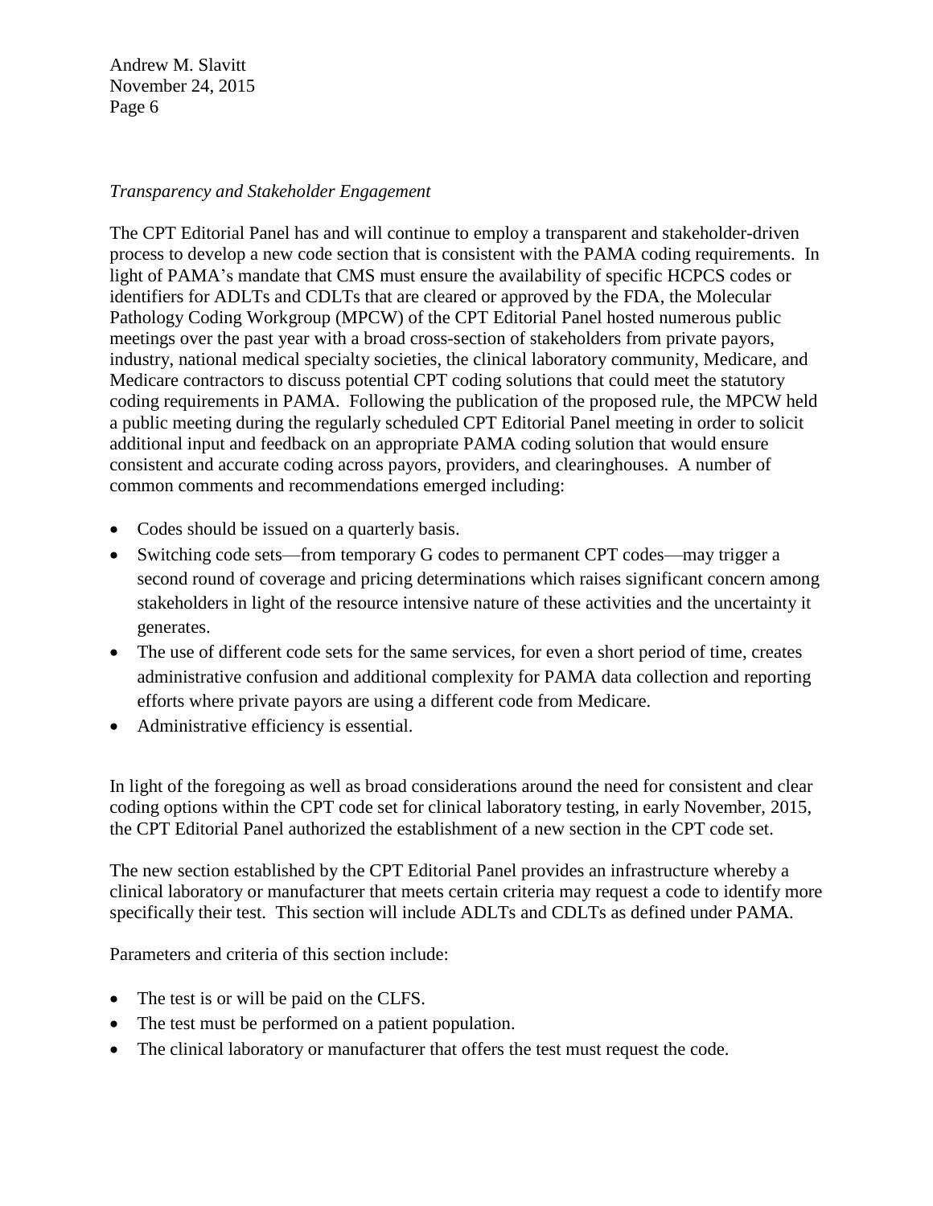*Transparency and Stakeholder Engagement*

The CPT Editorial Panel has and will continue to employ a transparent and stakeholder-driven process to develop a new code section that is consistent with the PAMA coding requirements. In light of PAMA's mandate that CMS must ensure the availability of specific HCPCS codes or identifiers for ADLTs and CDLTs that are cleared or approved by the FDA, the Molecular Pathology Coding Workgroup (MPCW) of the CPT Editorial Panel hosted numerous public meetings over the past year with a broad cross-section of stakeholders from private payors, industry, national medical specialty societies, the clinical laboratory community, Medicare, and Medicare contractors to discuss potential CPT coding solutions that could meet the statutory coding requirements in PAMA. Following the publication of the proposed rule, the MPCW held a public meeting during the regularly scheduled CPT Editorial Panel meeting in order to solicit additional input and feedback on an appropriate PAMA coding solution that would ensure consistent and accurate coding across payors, providers, and clearinghouses. A number of common comments and recommendations emerged including:

- Codes should be issued on a quarterly basis.
- Switching code sets—from temporary G codes to permanent CPT codes—may trigger a second round of coverage and pricing determinations which raises significant concern among stakeholders in light of the resource intensive nature of these activities and the uncertainty it generates.
- The use of different code sets for the same services, for even a short period of time, creates administrative confusion and additional complexity for PAMA data collection and reporting efforts where private payors are using a different code from Medicare.
- Administrative efficiency is essential.

In light of the foregoing as well as broad considerations around the need for consistent and clear coding options within the CPT code set for clinical laboratory testing, in early November, 2015, the CPT Editorial Panel authorized the establishment of a new section in the CPT code set.

The new section established by the CPT Editorial Panel provides an infrastructure whereby a clinical laboratory or manufacturer that meets certain criteria may request a code to identify more specifically their test. This section will include ADLTs and CDLTs as defined under PAMA.

Parameters and criteria of this section include:

- The test is or will be paid on the CLFS.
- The test must be performed on a patient population.
- The clinical laboratory or manufacturer that offers the test must request the code.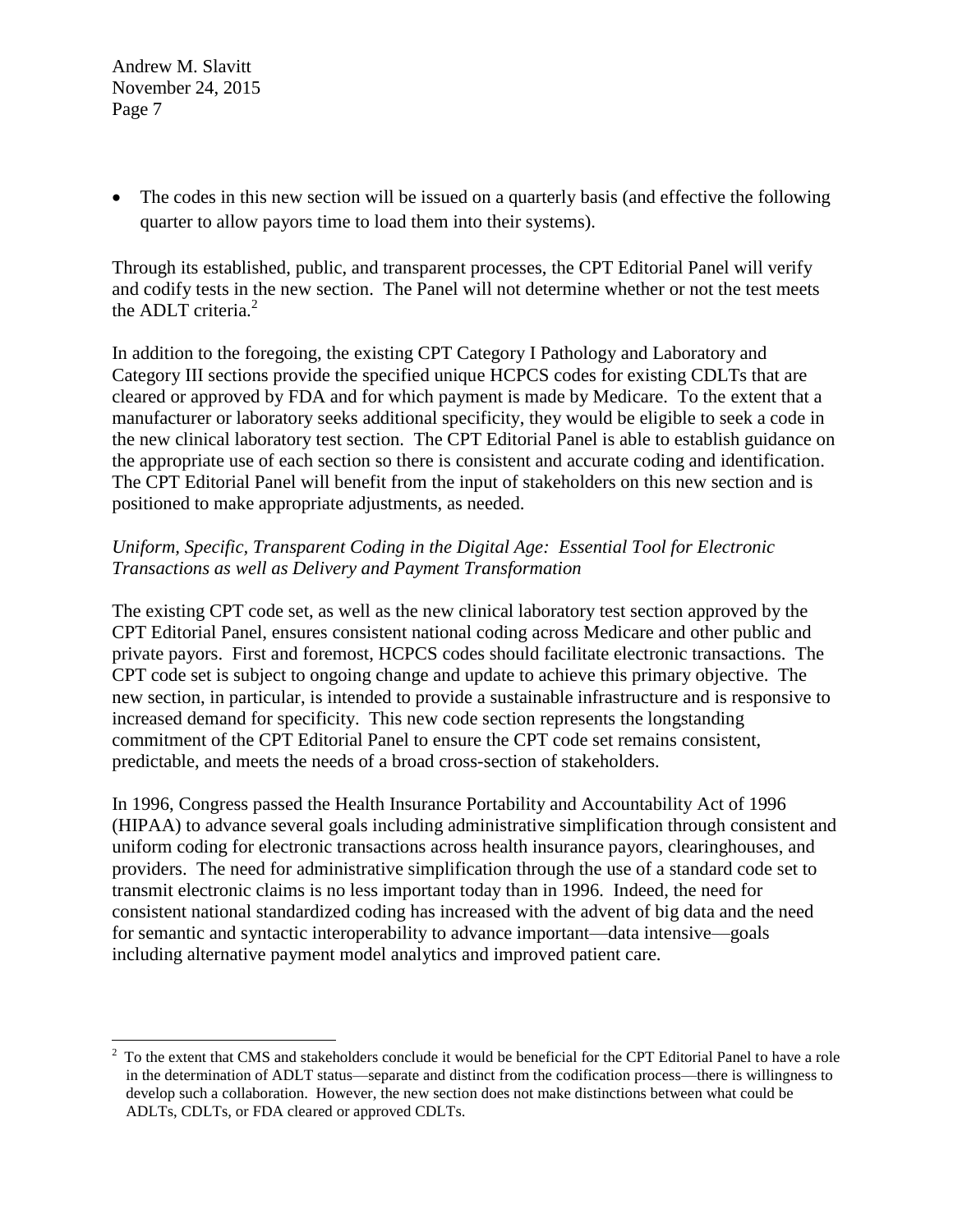- The codes in this new section will be issued on a quarterly basis (and effective the following quarter to allow payors time to load them into their systems).

Through its established, public, and transparent processes, the CPT Editorial Panel will verify and codify tests in the new section. The Panel will not determine whether or not the test meets the ADLT criteria.[2]

In addition to the foregoing, the existing CPT Category I Pathology and Laboratory and Category III sections provide the specified unique HCPCS codes for existing CDLTs that are cleared or approved by FDA and for which payment is made by Medicare. To the extent that a manufacturer or laboratory seeks additional specificity, they would be eligible to seek a code in the new clinical laboratory test section. The CPT Editorial Panel is able to establish guidance on the appropriate use of each section so there is consistent and accurate coding and identification. The CPT Editorial Panel will benefit from the input of stakeholders on this new section and is positioned to make appropriate adjustments, as needed.

*Uniform, Specific, Transparent Coding in the Digital Age: Essential Tool for Electronic Transactions as well as Delivery and Payment Transformation*

The existing CPT code set, as well as the new clinical laboratory test section approved by the CPT Editorial Panel, ensures consistent national coding across Medicare and other public and private payors. First and foremost, HCPCS codes should facilitate electronic transactions. The CPT code set is subject to ongoing change and update to achieve this primary objective. The new section, in particular, is intended to provide a sustainable infrastructure and is responsive to increased demand for specificity. This new code section represents the longstanding commitment of the CPT Editorial Panel to ensure the CPT code set remains consistent, predictable, and meets the needs of a broad cross-section of stakeholders.

In 1996, Congress passed the Health Insurance Portability and Accountability Act of 1996 (HIPAA) to advance several goals including administrative simplification through consistent and uniform coding for electronic transactions across health insurance payors, clearinghouses, and providers. The need for administrative simplification through the use of a standard code set to transmit electronic claims is no less important today than in 1996. Indeed, the need for consistent national standardized coding has increased with the advent of big data and the need for semantic and syntactic interoperability to advance important—data intensive—goals including alternative payment model analytics and improved patient care.

---

[2] To the extent that CMS and stakeholders conclude it would be beneficial for the CPT Editorial Panel to have a role in the determination of ADLT status—separate and distinct from the codification process—there is willingness to develop such a collaboration. However, the new section does not make distinctions between what could be ADLTs, CDLTs, or FDA cleared or approved CDLTs.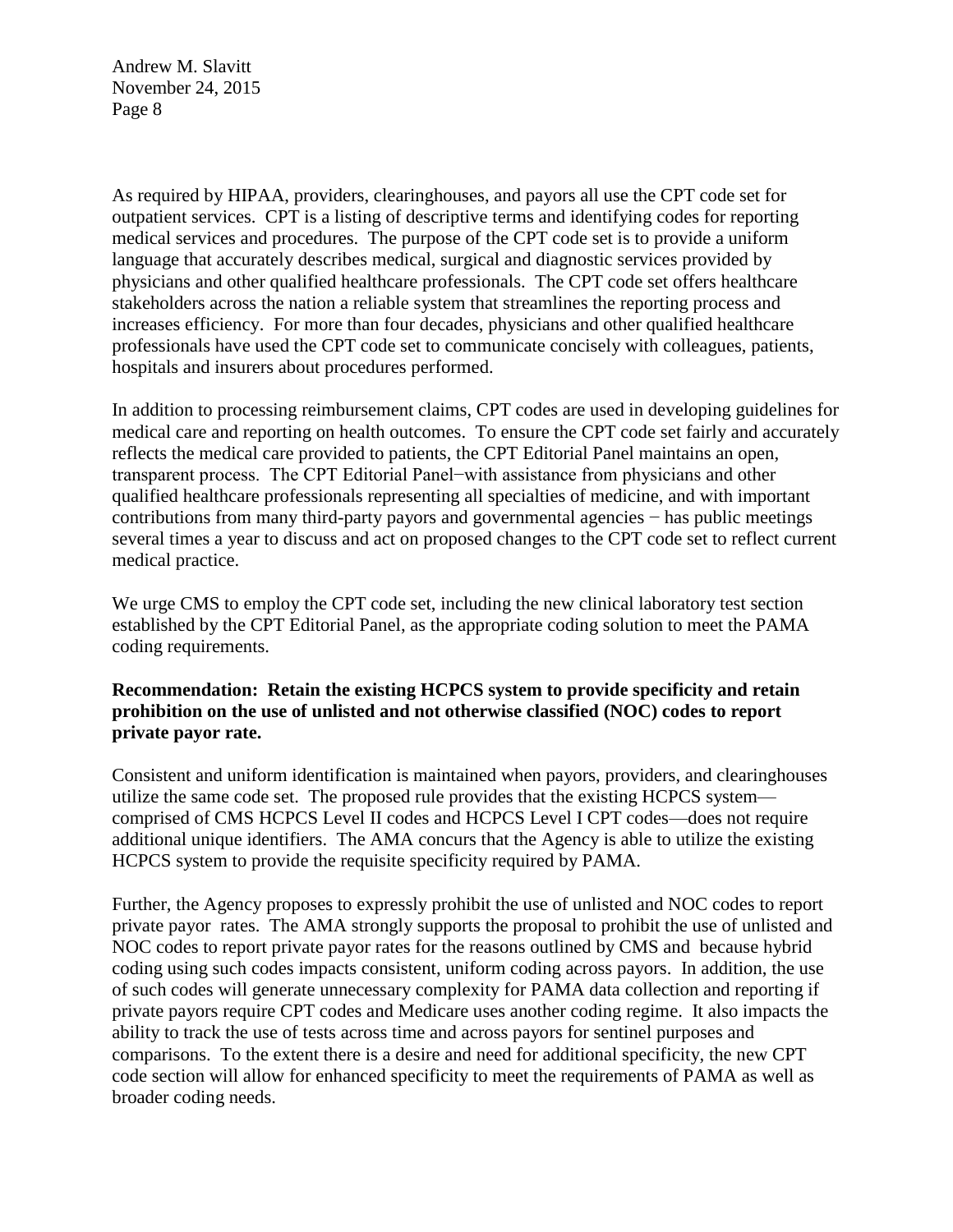As required by HIPAA, providers, clearinghouses, and payors all use the CPT code set for outpatient services. CPT is a listing of descriptive terms and identifying codes for reporting medical services and procedures. The purpose of the CPT code set is to provide a uniform language that accurately describes medical, surgical and diagnostic services provided by physicians and other qualified healthcare professionals. The CPT code set offers healthcare stakeholders across the nation a reliable system that streamlines the reporting process and increases efficiency. For more than four decades, physicians and other qualified healthcare professionals have used the CPT code set to communicate concisely with colleagues, patients, hospitals and insurers about procedures performed.

In addition to processing reimbursement claims, CPT codes are used in developing guidelines for medical care and reporting on health outcomes. To ensure the CPT code set fairly and accurately reflects the medical care provided to patients, the CPT Editorial Panel maintains an open, transparent process. The CPT Editorial Panel−with assistance from physicians and other qualified healthcare professionals representing all specialties of medicine, and with important contributions from many third-party payors and governmental agencies − has public meetings several times a year to discuss and act on proposed changes to the CPT code set to reflect current medical practice.

We urge CMS to employ the CPT code set, including the new clinical laboratory test section established by the CPT Editorial Panel, as the appropriate coding solution to meet the PAMA coding requirements.

**Recommendation: Retain the existing HCPCS system to provide specificity and retain prohibition on the use of unlisted and not otherwise classified (NOC) codes to report private payor rate.**

Consistent and uniform identification is maintained when payors, providers, and clearinghouses utilize the same code set. The proposed rule provides that the existing HCPCS system—comprised of CMS HCPCS Level II codes and HCPCS Level I CPT codes—does not require additional unique identifiers. The AMA concurs that the Agency is able to utilize the existing HCPCS system to provide the requisite specificity required by PAMA.

Further, the Agency proposes to expressly prohibit the use of unlisted and NOC codes to report private payor rates. The AMA strongly supports the proposal to prohibit the use of unlisted and NOC codes to report private payor rates for the reasons outlined by CMS and because hybrid coding using such codes impacts consistent, uniform coding across payors. In addition, the use of such codes will generate unnecessary complexity for PAMA data collection and reporting if private payors require CPT codes and Medicare uses another coding regime. It also impacts the ability to track the use of tests across time and across payors for sentinel purposes and comparisons. To the extent there is a desire and need for additional specificity, the new CPT code section will allow for enhanced specificity to meet the requirements of PAMA as well as broader coding needs.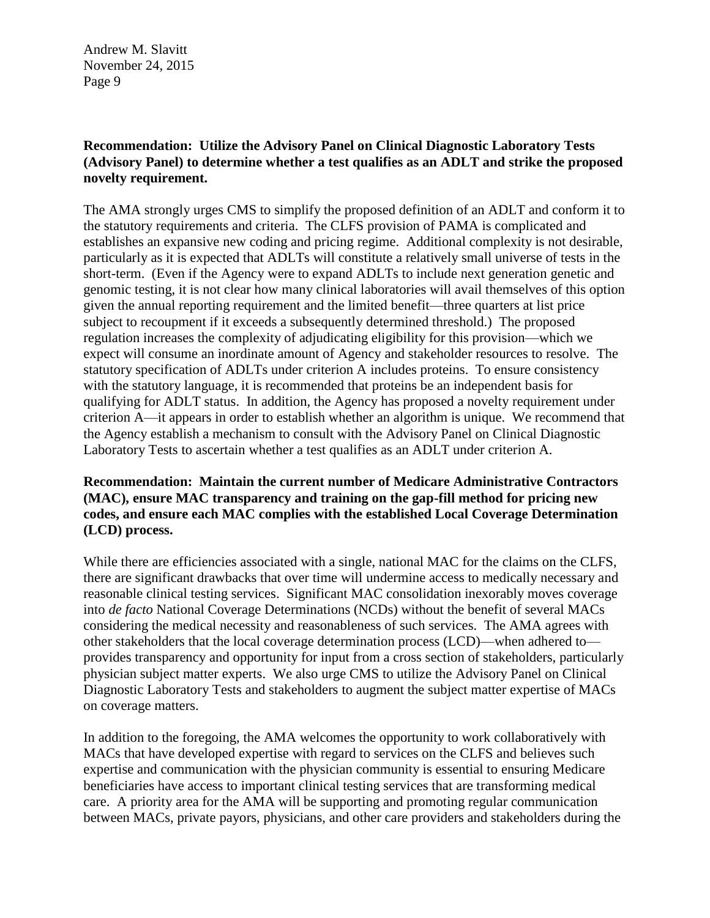**Recommendation: Utilize the Advisory Panel on Clinical Diagnostic Laboratory Tests (Advisory Panel) to determine whether a test qualifies as an ADLT and strike the proposed novelty requirement.**

The AMA strongly urges CMS to simplify the proposed definition of an ADLT and conform it to the statutory requirements and criteria. The CLFS provision of PAMA is complicated and establishes an expansive new coding and pricing regime. Additional complexity is not desirable, particularly as it is expected that ADLTs will constitute a relatively small universe of tests in the short-term. (Even if the Agency were to expand ADLTs to include next generation genetic and genomic testing, it is not clear how many clinical laboratories will avail themselves of this option given the annual reporting requirement and the limited benefit—three quarters at list price subject to recoupment if it exceeds a subsequently determined threshold.) The proposed regulation increases the complexity of adjudicating eligibility for this provision—which we expect will consume an inordinate amount of Agency and stakeholder resources to resolve. The statutory specification of ADLTs under criterion A includes proteins. To ensure consistency with the statutory language, it is recommended that proteins be an independent basis for qualifying for ADLT status. In addition, the Agency has proposed a novelty requirement under criterion A—it appears in order to establish whether an algorithm is unique. We recommend that the Agency establish a mechanism to consult with the Advisory Panel on Clinical Diagnostic Laboratory Tests to ascertain whether a test qualifies as an ADLT under criterion A.

**Recommendation: Maintain the current number of Medicare Administrative Contractors (MAC), ensure MAC transparency and training on the gap-fill method for pricing new codes, and ensure each MAC complies with the established Local Coverage Determination (LCD) process.**

While there are efficiencies associated with a single, national MAC for the claims on the CLFS, there are significant drawbacks that over time will undermine access to medically necessary and reasonable clinical testing services. Significant MAC consolidation inexorably moves coverage into *de facto* National Coverage Determinations (NCDs) without the benefit of several MACs considering the medical necessity and reasonableness of such services. The AMA agrees with other stakeholders that the local coverage determination process (LCD)—when adhered to—provides transparency and opportunity for input from a cross section of stakeholders, particularly physician subject matter experts. We also urge CMS to utilize the Advisory Panel on Clinical Diagnostic Laboratory Tests and stakeholders to augment the subject matter expertise of MACs on coverage matters.

In addition to the foregoing, the AMA welcomes the opportunity to work collaboratively with MACs that have developed expertise with regard to services on the CLFS and believes such expertise and communication with the physician community is essential to ensuring Medicare beneficiaries have access to important clinical testing services that are transforming medical care. A priority area for the AMA will be supporting and promoting regular communication between MACs, private payors, physicians, and other care providers and stakeholders during the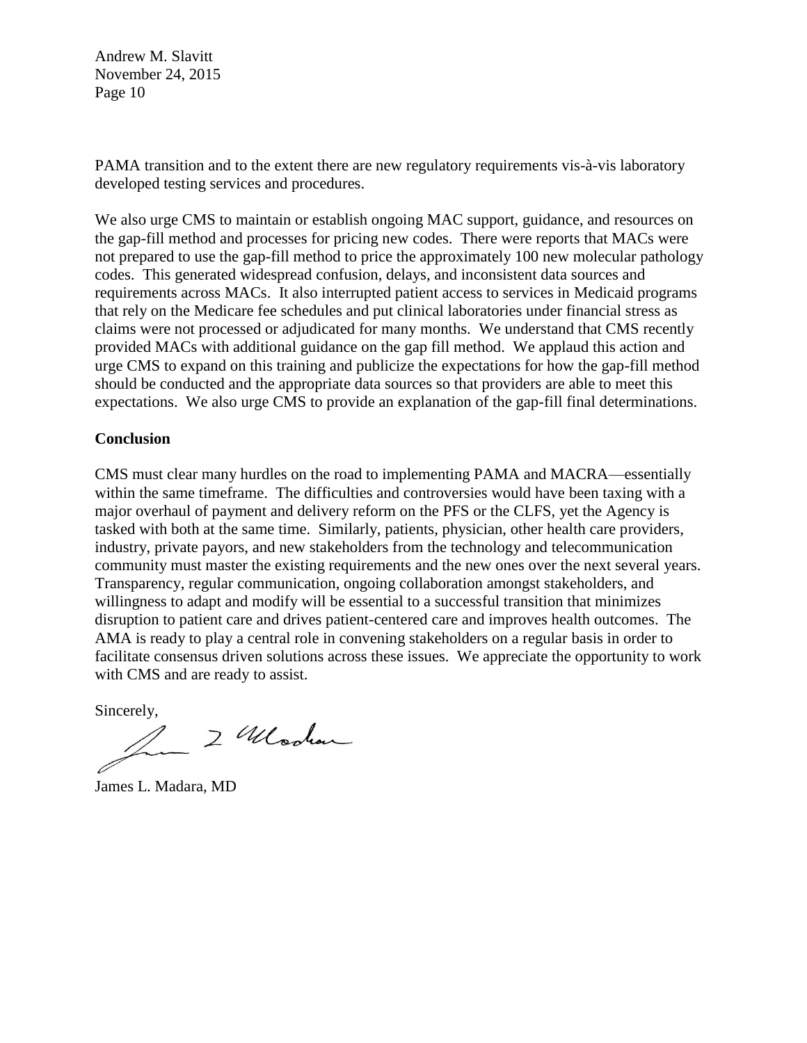PAMA transition and to the extent there are new regulatory requirements vis-à-vis laboratory developed testing services and procedures.

We also urge CMS to maintain or establish ongoing MAC support, guidance, and resources on the gap-fill method and processes for pricing new codes. There were reports that MACs were not prepared to use the gap-fill method to price the approximately 100 new molecular pathology codes. This generated widespread confusion, delays, and inconsistent data sources and requirements across MACs. It also interrupted patient access to services in Medicaid programs that rely on the Medicare fee schedules and put clinical laboratories under financial stress as claims were not processed or adjudicated for many months. We understand that CMS recently provided MACs with additional guidance on the gap fill method. We applaud this action and urge CMS to expand on this training and publicize the expectations for how the gap-fill method should be conducted and the appropriate data sources so that providers are able to meet this expectations. We also urge CMS to provide an explanation of the gap-fill final determinations.

**Conclusion**

CMS must clear many hurdles on the road to implementing PAMA and MACRA—essentially within the same timeframe. The difficulties and controversies would have been taxing with a major overhaul of payment and delivery reform on the PFS or the CLFS, yet the Agency is tasked with both at the same time. Similarly, patients, physician, other health care providers, industry, private payors, and new stakeholders from the technology and telecommunication community must master the existing requirements and the new ones over the next several years. Transparency, regular communication, ongoing collaboration amongst stakeholders, and willingness to adapt and modify will be essential to a successful transition that minimizes disruption to patient care and drives patient-centered care and improves health outcomes. The AMA is ready to play a central role in convening stakeholders on a regular basis in order to facilitate consensus driven solutions across these issues. We appreciate the opportunity to work with CMS and are ready to assist.

Sincerely,

James L. Madara, MD